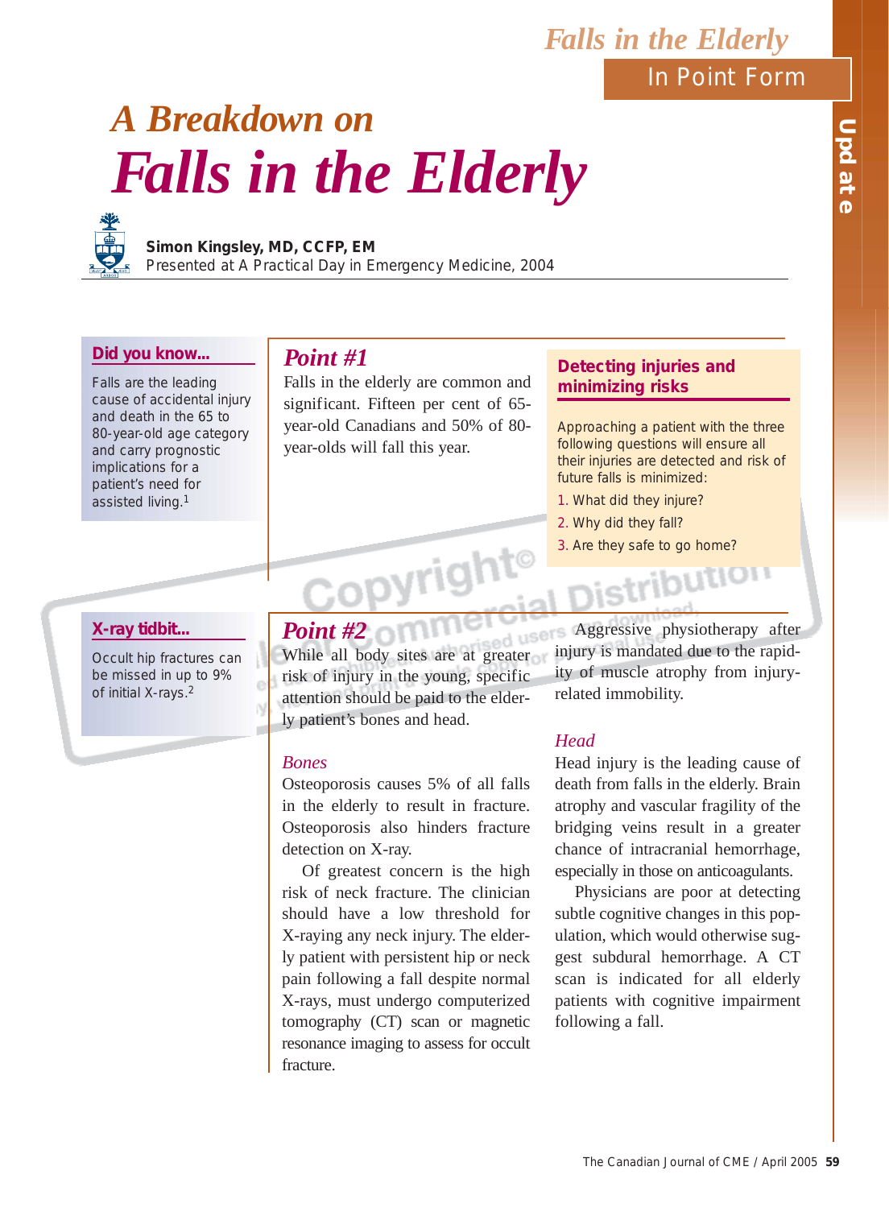# A Breakdown on *Falls in the Elderly*

**Simon Kingsley, MD, CCFP, EM**
Presented at A Practical Day in Emergency Medicine, 2004

**Did you know...**

Falls are the leading cause of accidental injury and death in the 65 to 80-year-old age category and carry prognostic implications for a patient's need for assisted living.[1]

## *Point #1*

Falls in the elderly are common and significant. Fifteen per cent of 65-year-old Canadians and 50% of 80-year-olds will fall this year.

**Detecting injuries and minimizing risks**

Approaching a patient with the three following questions will ensure all their injuries are detected and risk of future falls is minimized:

1. What did they injure?
2. Why did they fall?
3. Are they safe to go home?

**X-ray tidbit...**

Occult hip fractures can be missed in up to 9% of initial X-rays.[2]

## *Point #2*

While all body sites are at greater risk of injury in the young, specific attention should be paid to the elderly patient's bones and head.

### *Bones*

Osteoporosis causes 5% of all falls in the elderly to result in fracture. Osteoporosis also hinders fracture detection on X-ray.

Of greatest concern is the high risk of neck fracture. The clinician should have a low threshold for X-raying any neck injury. The elderly patient with persistent hip or neck pain following a fall despite normal X-rays, must undergo computerized tomography (CT) scan or magnetic resonance imaging to assess for occult fracture.

Aggressive physiotherapy after injury is mandated due to the rapidity of muscle atrophy from injury-related immobility.

### *Head*

Head injury is the leading cause of death from falls in the elderly. Brain atrophy and vascular fragility of the bridging veins result in a greater chance of intracranial hemorrhage, especially in those on anticoagulants.

Physicians are poor at detecting subtle cognitive changes in this population, which would otherwise suggest subdural hemorrhage. A CT scan is indicated for all elderly patients with cognitive impairment following a fall.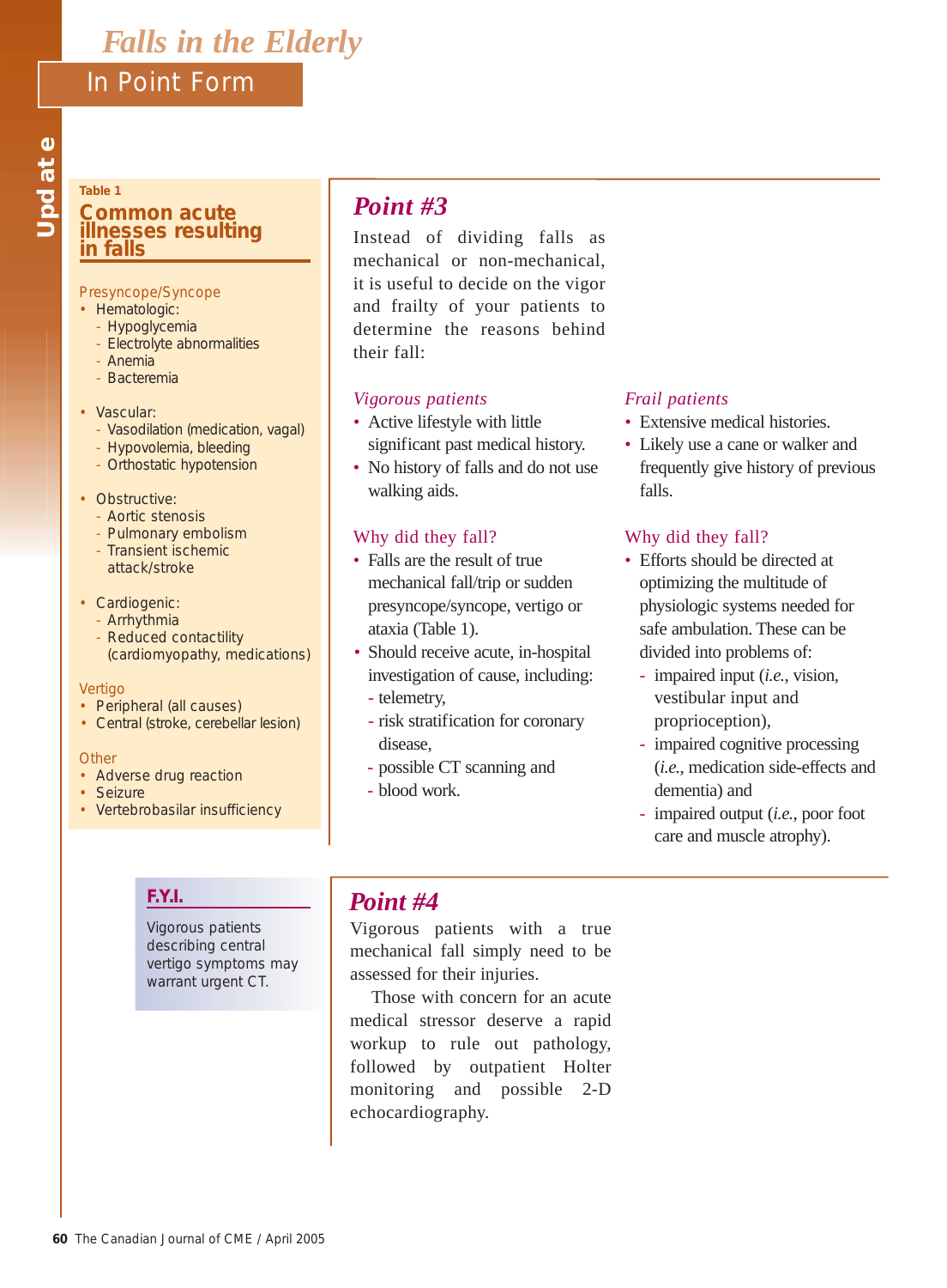# Falls in the Elderly

## In Point Form

### Table 1

**Common acute illnesses resulting in falls**

Presyncope/Syncope

- Hematologic:
  - Hypoglycemia
  - Electrolyte abnormalities
  - Anemia
  - Bacteremia
- Vascular:
  - Vasodilation (medication, vagal)
  - Hypovolemia, bleeding
  - Orthostatic hypotension
- Obstructive:
  - Aortic stenosis
  - Pulmonary embolism
  - Transient ischemic attack/stroke
- Cardiogenic:
  - Arrhythmia
  - Reduced contactility (cardiomyopathy, medications)

Vertigo

- Peripheral (all causes)
- Central (stroke, cerebellar lesion)

Other

- Adverse drug reaction
- Seizure
- Vertebrobasilar insufficiency

## *Point #3*

Instead of dividing falls as mechanical or non-mechanical, it is useful to decide on the vigor and frailty of your patients to determine the reasons behind their fall:

*Vigorous patients*

- Active lifestyle with little significant past medical history.
- No history of falls and do not use walking aids.

Why did they fall?

- Falls are the result of true mechanical fall/trip or sudden presyncope/syncope, vertigo or ataxia (Table 1).
- Should receive acute, in-hospital investigation of cause, including:
  - telemetry,
  - risk stratification for coronary disease,
  - possible CT scanning and
  - blood work.

*Frail patients*

- Extensive medical histories.
- Likely use a cane or walker and frequently give history of previous falls.

Why did they fall?

- Efforts should be directed at optimizing the multitude of physiologic systems needed for safe ambulation. These can be divided into problems of:
  - impaired input (*i.e.*, vision, vestibular input and proprioception),
  - impaired cognitive processing (*i.e.*, medication side-effects and dementia) and
  - impaired output (*i.e.*, poor foot care and muscle atrophy).

**F.Y.I.**

Vigorous patients describing central vertigo symptoms may warrant urgent CT.

## *Point #4*

Vigorous patients with a true mechanical fall simply need to be assessed for their injuries.

Those with concern for an acute medical stressor deserve a rapid workup to rule out pathology, followed by outpatient Holter monitoring and possible 2-D echocardiography.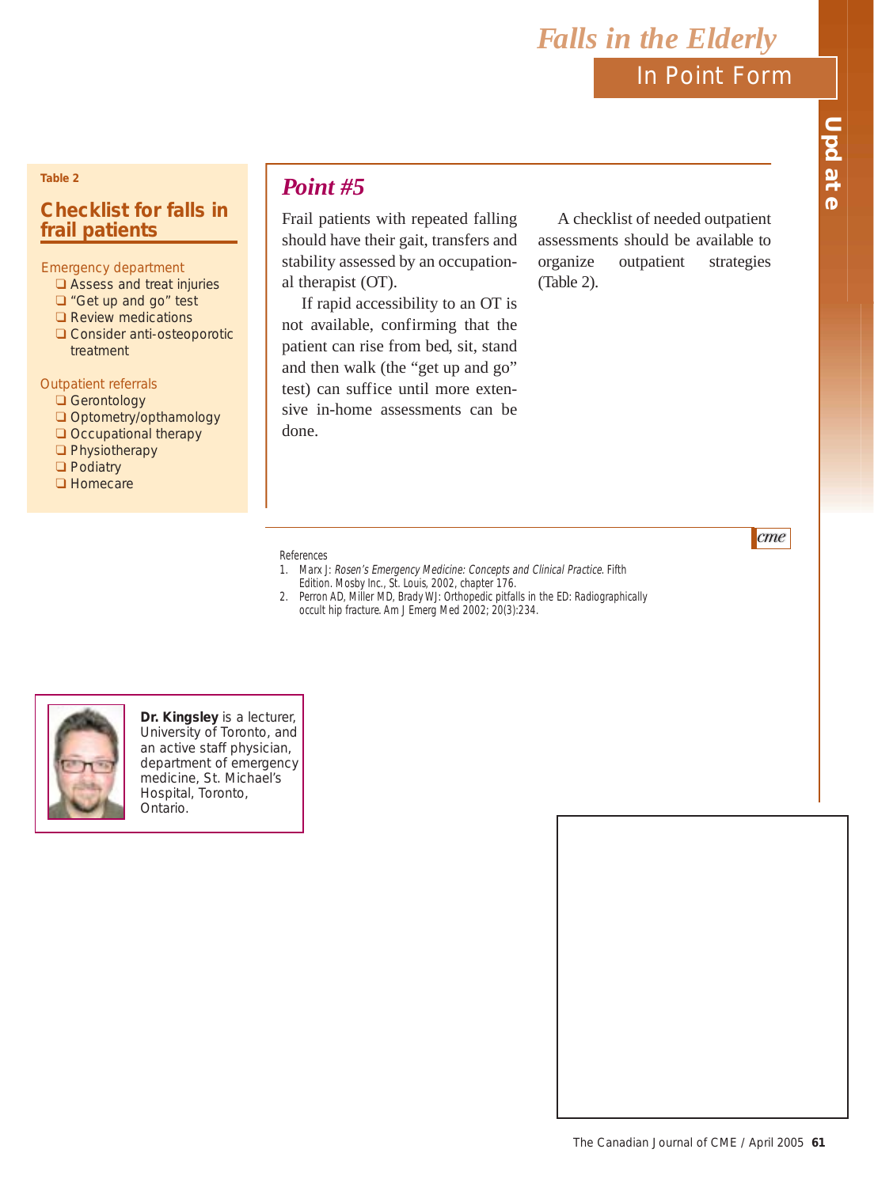## Point #5

Frail patients with repeated falling should have their gait, transfers and stability assessed by an occupational therapist (OT).

If rapid accessibility to an OT is not available, confirming that the patient can rise from bed, sit, stand and then walk (the "get up and go" test) can suffice until more extensive in-home assessments can be done.

A checklist of needed outpatient assessments should be available to organize outpatient strategies (Table 2).

**Table 2**

### Checklist for falls in frail patients

Emergency department

- ❑ Assess and treat injuries
- ❑ "Get up and go" test
- ❑ Review medications
- ❑ Consider anti-osteoporotic treatment

Outpatient referrals

- ❑ Gerontology
- ❑ Optometry/opthamology
- ❑ Occupational therapy
- ❑ Physiotherapy
- ❑ Podiatry
- ❑ Homecare

References

1. Marx J: *Rosen's Emergency Medicine: Concepts and Clinical Practice*. Fifth Edition. Mosby Inc., St. Louis, 2002, chapter 176.
2. Perron AD, Miller MD, Brady WJ: Orthopedic pitfalls in the ED: Radiographically occult hip fracture. Am J Emerg Med 2002; 20(3):234.

**Dr. Kingsley** is a lecturer, University of Toronto, and an active staff physician, department of emergency medicine, St. Michael's Hospital, Toronto, Ontario.